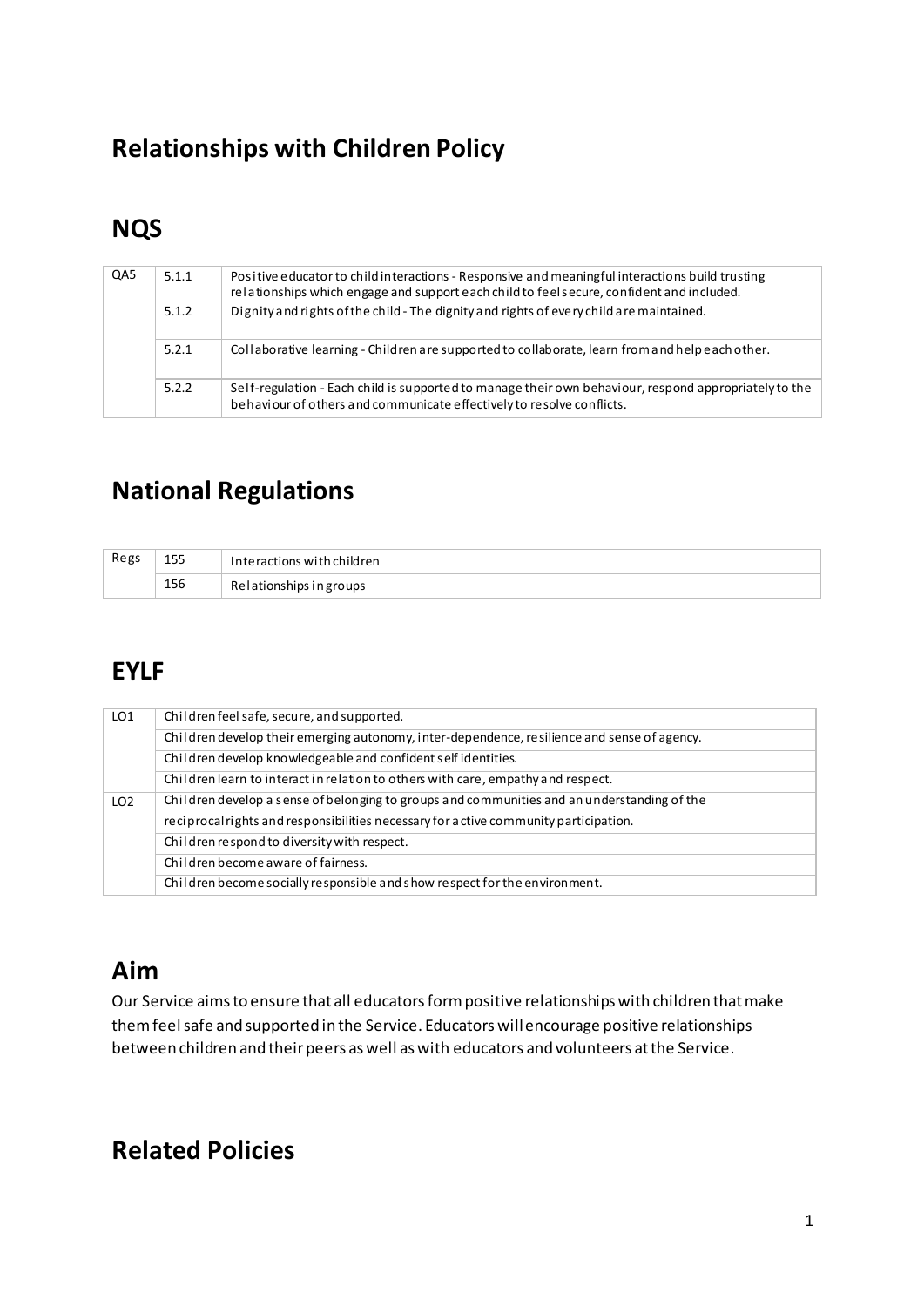# Relationships with Children Policy

## NQS

| | | |
|---|---|---|
| QA5 | 5.1.1 | Positive educator to child interactions - Responsive and meaningful interactions build trusting relationships which engage and support each child to feel secure, confident and included. |
| | 5.1.2 | Dignity and rights of the child - The dignity and rights of every child are maintained. |
| | 5.2.1 | Collaborative learning - Children are supported to collaborate, learn from and help each other. |
| | 5.2.2 | Self-regulation - Each child is supported to manage their own behaviour, respond appropriately to the behaviour of others and communicate effectively to resolve conflicts. |

## National Regulations

| | | |
|---|---|---|
| Regs | 155 | Interactions with children |
| | 156 | Relationships in groups |

## EYLF

| | |
|---|---|
| LO1 | Children feel safe, secure, and supported. |
| | Children develop their emerging autonomy, inter-dependence, resilience and sense of agency. |
| | Children develop knowledgeable and confident self identities. |
| | Children learn to interact in relation to others with care, empathy and respect. |
| LO2 | Children develop a sense of belonging to groups and communities and an understanding of the reciprocal rights and responsibilities necessary for active community participation. |
| | Children respond to diversity with respect. |
| | Children become aware of fairness. |
| | Children become socially responsible and show respect for the environment. |

## Aim

Our Service aims to ensure that all educators form positive relationships with children that make them feel safe and supported in the Service. Educators will encourage positive relationships between children and their peers as well as with educators and volunteers at the Service.

## Related Policies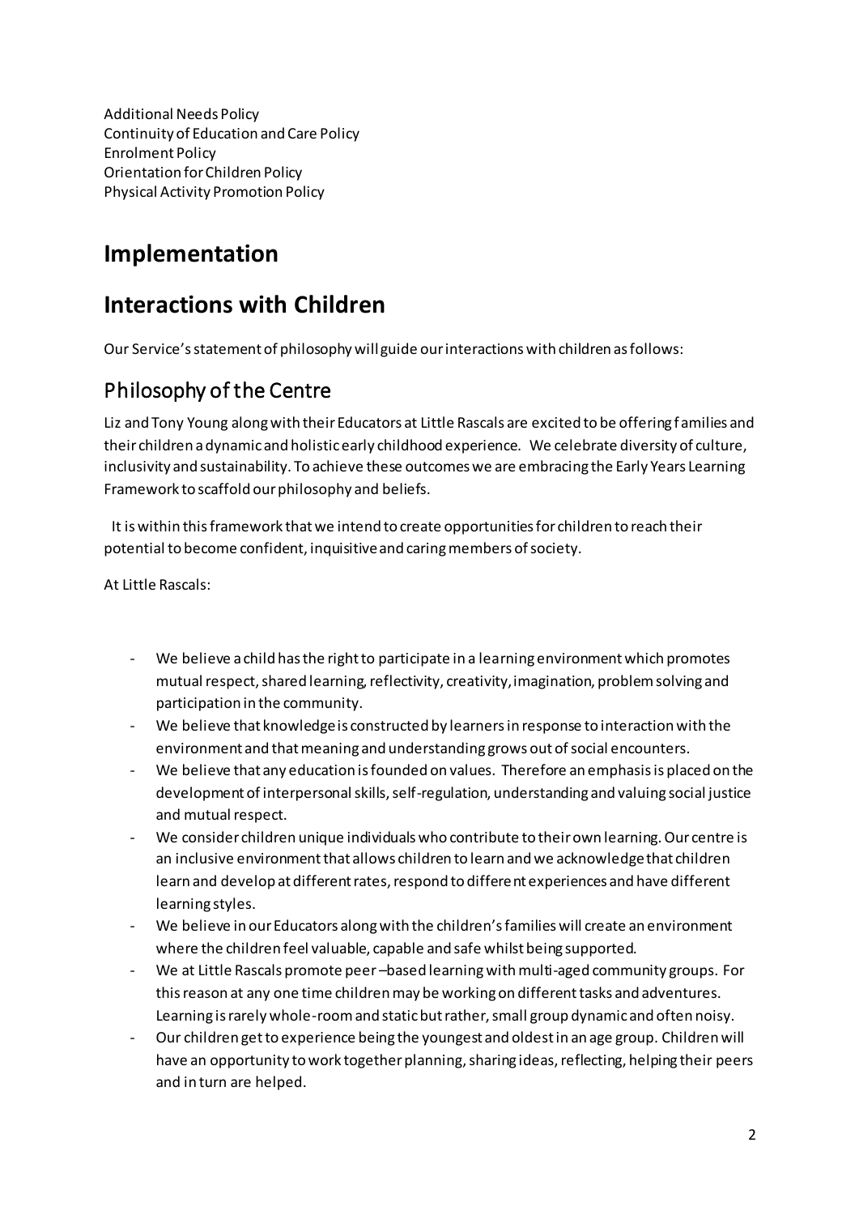Additional Needs Policy
Continuity of Education and Care Policy
Enrolment Policy
Orientation for Children Policy
Physical Activity Promotion Policy

# Implementation

# Interactions with Children

Our Service's statement of philosophy will guide our interactions with children as follows:

## Philosophy of the Centre

Liz and Tony Young along with their Educators at Little Rascals are excited to be offering families and their children a dynamic and holistic early childhood experience. We celebrate diversity of culture, inclusivity and sustainability. To achieve these outcomes we are embracing the Early Years Learning Framework to scaffold our philosophy and beliefs.

It is within this framework that we intend to create opportunities for children to reach their potential to become confident, inquisitive and caring members of society.

At Little Rascals:

- We believe a child has the right to participate in a learning environment which promotes mutual respect, shared learning, reflectivity, creativity, imagination, problem solving and participation in the community.
- We believe that knowledge is constructed by learners in response to interaction with the environment and that meaning and understanding grows out of social encounters.
- We believe that any education is founded on values. Therefore an emphasis is placed on the development of interpersonal skills, self-regulation, understanding and valuing social justice and mutual respect.
- We consider children unique individuals who contribute to their own learning. Our centre is an inclusive environment that allows children to learn and we acknowledge that children learn and develop at different rates, respond to different experiences and have different learning styles.
- We believe in our Educators along with the children's families will create an environment where the children feel valuable, capable and safe whilst being supported.
- We at Little Rascals promote peer –based learning with multi-aged community groups. For this reason at any one time children may be working on different tasks and adventures. Learning is rarely whole-room and static but rather, small group dynamic and often noisy.
- Our children get to experience being the youngest and oldest in an age group. Children will have an opportunity to work together planning, sharing ideas, reflecting, helping their peers and in turn are helped.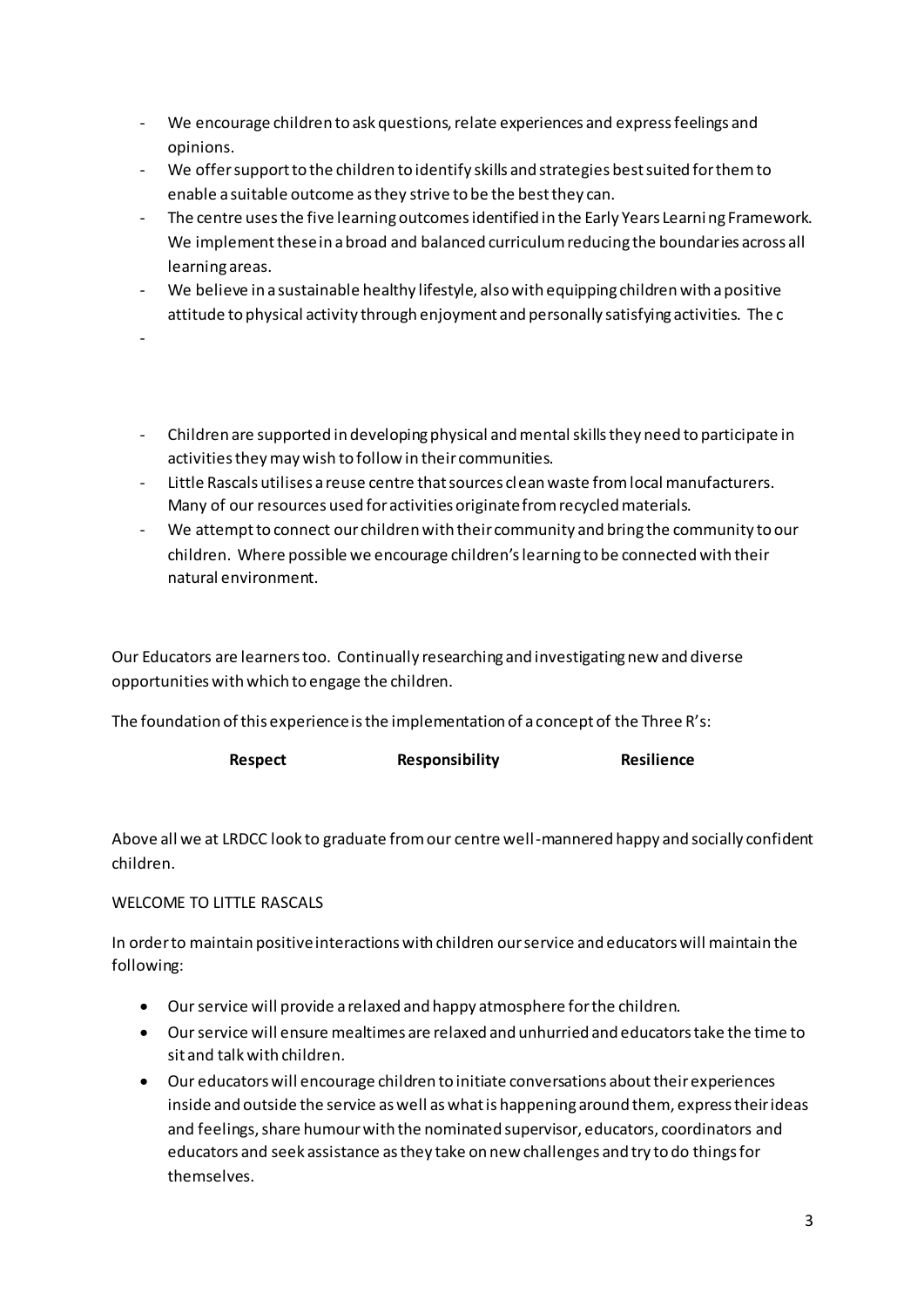- We encourage children to ask questions, relate experiences and express feelings and opinions.
- We offer support to the children to identify skills and strategies best suited for them to enable a suitable outcome as they strive to be the best they can.
- The centre uses the five learning outcomes identified in the Early Years Learning Framework. We implement these in a broad and balanced curriculum reducing the boundaries across all learning areas.
- We believe in a sustainable healthy lifestyle, also with equipping children with a positive attitude to physical activity through enjoyment and personally satisfying activities. The c
-
- Children are supported in developing physical and mental skills they need to participate in activities they may wish to follow in their communities.
- Little Rascals utilises a reuse centre that sources clean waste from local manufacturers. Many of our resources used for activities originate from recycled materials.
- We attempt to connect our children with their community and bring the community to our children. Where possible we encourage children's learning to be connected with their natural environment.

Our Educators are learners too. Continually researching and investigating new and diverse opportunities with which to engage the children.

The foundation of this experience is the implementation of a concept of the Three R's:

**Respect** **Responsibility** **Resilience**

Above all we at LRDCC look to graduate from our centre well-mannered happy and socially confident children.

WELCOME TO LITTLE RASCALS

In order to maintain positive interactions with children our service and educators will maintain the following:

- Our service will provide a relaxed and happy atmosphere for the children.
- Our service will ensure mealtimes are relaxed and unhurried and educators take the time to sit and talk with children.
- Our educators will encourage children to initiate conversations about their experiences inside and outside the service as well as what is happening around them, express their ideas and feelings, share humour with the nominated supervisor, educators, coordinators and educators and seek assistance as they take on new challenges and try to do things for themselves.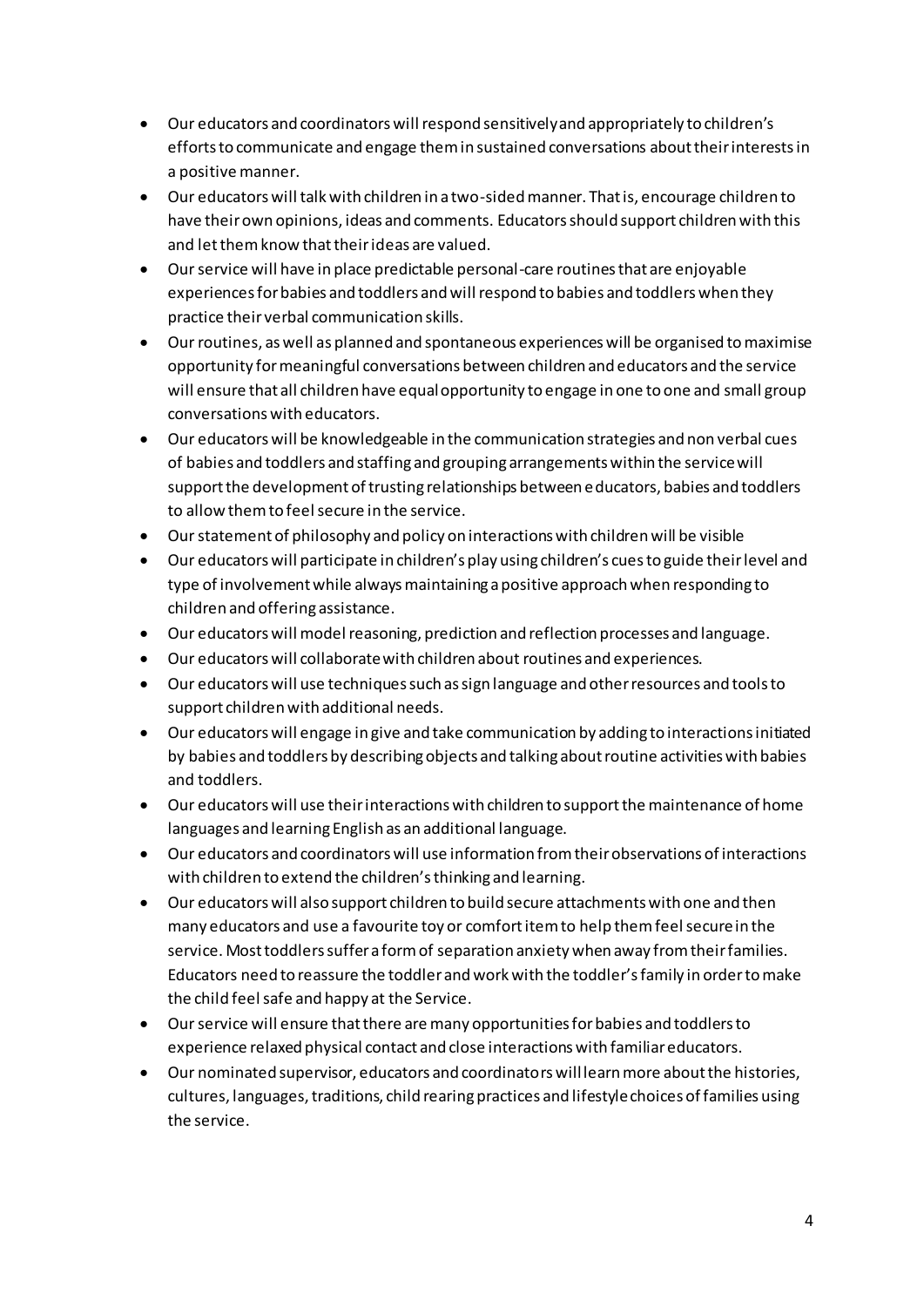- Our educators and coordinators will respond sensitively and appropriately to children's efforts to communicate and engage them in sustained conversations about their interests in a positive manner.
- Our educators will talk with children in a two-sided manner. That is, encourage children to have their own opinions, ideas and comments. Educators should support children with this and let them know that their ideas are valued.
- Our service will have in place predictable personal-care routines that are enjoyable experiences for babies and toddlers and will respond to babies and toddlers when they practice their verbal communication skills.
- Our routines, as well as planned and spontaneous experiences will be organised to maximise opportunity for meaningful conversations between children and educators and the service will ensure that all children have equal opportunity to engage in one to one and small group conversations with educators.
- Our educators will be knowledgeable in the communication strategies and non verbal cues of babies and toddlers and staffing and grouping arrangements within the service will support the development of trusting relationships between educators, babies and toddlers to allow them to feel secure in the service.
- Our statement of philosophy and policy on interactions with children will be visible
- Our educators will participate in children's play using children's cues to guide their level and type of involvement while always maintaining a positive approach when responding to children and offering assistance.
- Our educators will model reasoning, prediction and reflection processes and language.
- Our educators will collaborate with children about routines and experiences.
- Our educators will use techniques such as sign language and other resources and tools to support children with additional needs.
- Our educators will engage in give and take communication by adding to interactions initiated by babies and toddlers by describing objects and talking about routine activities with babies and toddlers.
- Our educators will use their interactions with children to support the maintenance of home languages and learning English as an additional language.
- Our educators and coordinators will use information from their observations of interactions with children to extend the children's thinking and learning.
- Our educators will also support children to build secure attachments with one and then many educators and use a favourite toy or comfort item to help them feel secure in the service. Most toddlers suffer a form of separation anxiety when away from their families. Educators need to reassure the toddler and work with the toddler's family in order to make the child feel safe and happy at the Service.
- Our service will ensure that there are many opportunities for babies and toddlers to experience relaxed physical contact and close interactions with familiar educators.
- Our nominated supervisor, educators and coordinators will learn more about the histories, cultures, languages, traditions, child rearing practices and lifestyle choices of families using the service.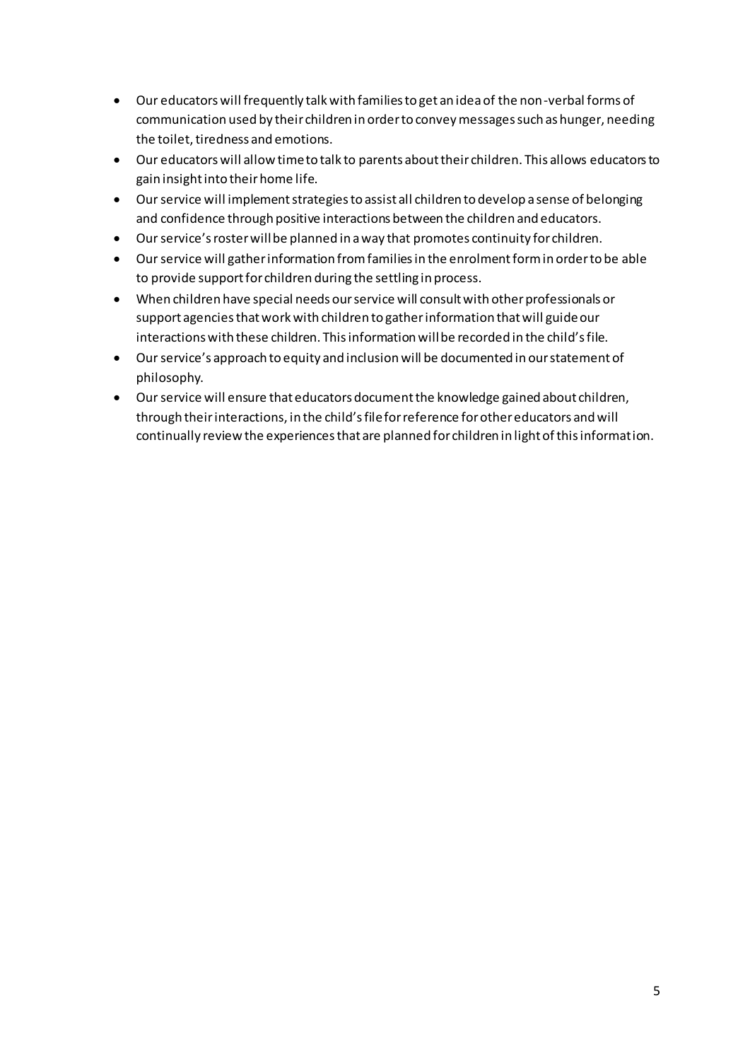- Our educators will frequently talk with families to get an idea of the non-verbal forms of communication used by their children in order to convey messages such as hunger, needing the toilet, tiredness and emotions.
- Our educators will allow time to talk to parents about their children. This allows educators to gain insight into their home life.
- Our service will implement strategies to assist all children to develop a sense of belonging and confidence through positive interactions between the children and educators.
- Our service's roster will be planned in a way that promotes continuity for children.
- Our service will gather information from families in the enrolment form in order to be able to provide support for children during the settling in process.
- When children have special needs our service will consult with other professionals or support agencies that work with children to gather information that will guide our interactions with these children. This information will be recorded in the child's file.
- Our service's approach to equity and inclusion will be documented in our statement of philosophy.
- Our service will ensure that educators document the knowledge gained about children, through their interactions, in the child's file for reference for other educators and will continually review the experiences that are planned for children in light of this information.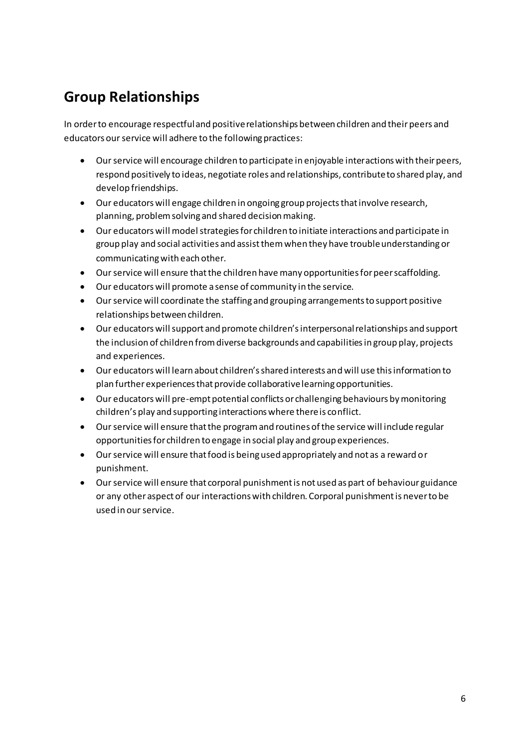## Group Relationships

In order to encourage respectful and positive relationships between children and their peers and educators our service will adhere to the following practices:

- Our service will encourage children to participate in enjoyable interactions with their peers, respond positively to ideas, negotiate roles and relationships, contribute to shared play, and develop friendships.
- Our educators will engage children in ongoing group projects that involve research, planning, problem solving and shared decision making.
- Our educators will model strategies for children to initiate interactions and participate in group play and social activities and assist them when they have trouble understanding or communicating with each other.
- Our service will ensure that the children have many opportunities for peer scaffolding.
- Our educators will promote a sense of community in the service.
- Our service will coordinate the staffing and grouping arrangements to support positive relationships between children.
- Our educators will support and promote children's interpersonal relationships and support the inclusion of children from diverse backgrounds and capabilities in group play, projects and experiences.
- Our educators will learn about children's shared interests and will use this information to plan further experiences that provide collaborative learning opportunities.
- Our educators will pre-empt potential conflicts or challenging behaviours by monitoring children's play and supporting interactions where there is conflict.
- Our service will ensure that the program and routines of the service will include regular opportunities for children to engage in social play and group experiences.
- Our service will ensure that food is being used appropriately and not as a reward or punishment.
- Our service will ensure that corporal punishment is not used as part of behaviour guidance or any other aspect of our interactions with children. Corporal punishment is never to be used in our service.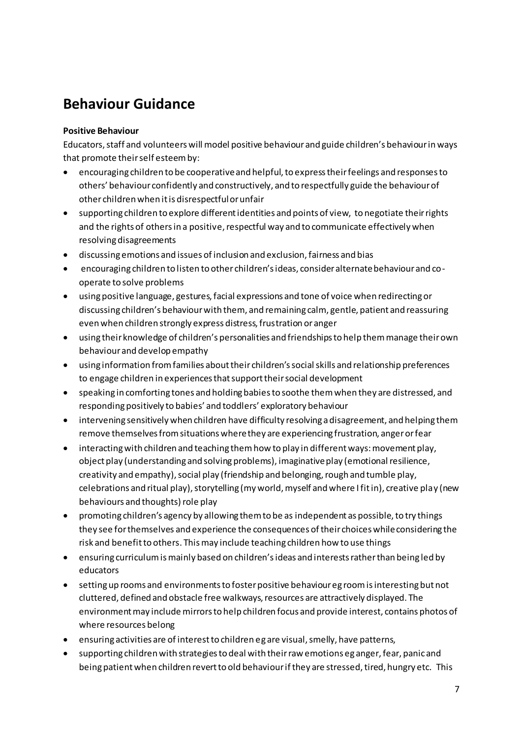# Behaviour Guidance

**Positive Behaviour**

Educators, staff and volunteers will model positive behaviour and guide children's behaviour in ways that promote their self esteem by:

- encouraging children to be cooperative and helpful, to express their feelings and responses to others' behaviour confidently and constructively, and to respectfully guide the behaviour of other children when it is disrespectful or unfair
- supporting children to explore different identities and points of view, to negotiate their rights and the rights of others in a positive, respectful way and to communicate effectively when resolving disagreements
- discussing emotions and issues of inclusion and exclusion, fairness and bias
- encouraging children to listen to other children's ideas, consider alternate behaviour and co-operate to solve problems
- using positive language, gestures, facial expressions and tone of voice when redirecting or discussing children's behaviour with them, and remaining calm, gentle, patient and reassuring even when children strongly express distress, frustration or anger
- using their knowledge of children's personalities and friendships to help them manage their own behaviour and develop empathy
- using information from families about their children's social skills and relationship preferences to engage children in experiences that support their social development
- speaking in comforting tones and holding babies to soothe them when they are distressed, and responding positively to babies' and toddlers' exploratory behaviour
- intervening sensitively when children have difficulty resolving a disagreement, and helping them remove themselves from situations where they are experiencing frustration, anger or fear
- interacting with children and teaching them how to play in different ways: movement play, object play (understanding and solving problems), imaginative play (emotional resilience, creativity and empathy), social play (friendship and belonging, rough and tumble play, celebrations and ritual play), storytelling (my world, myself and where I fit in), creative play (new behaviours and thoughts) role play
- promoting children's agency by allowing them to be as independent as possible, to try things they see for themselves and experience the consequences of their choices while considering the risk and benefit to others. This may include teaching children how to use things
- ensuring curriculum is mainly based on children's ideas and interests rather than being led by educators
- setting up rooms and environments to foster positive behaviour eg room is interesting but not cluttered, defined and obstacle free walkways, resources are attractively displayed. The environment may include mirrors to help children focus and provide interest, contains photos of where resources belong
- ensuring activities are of interest to children eg are visual, smelly, have patterns,
- supporting children with strategies to deal with their raw emotions eg anger, fear, panic and being patient when children revert to old behaviour if they are stressed, tired, hungry etc. This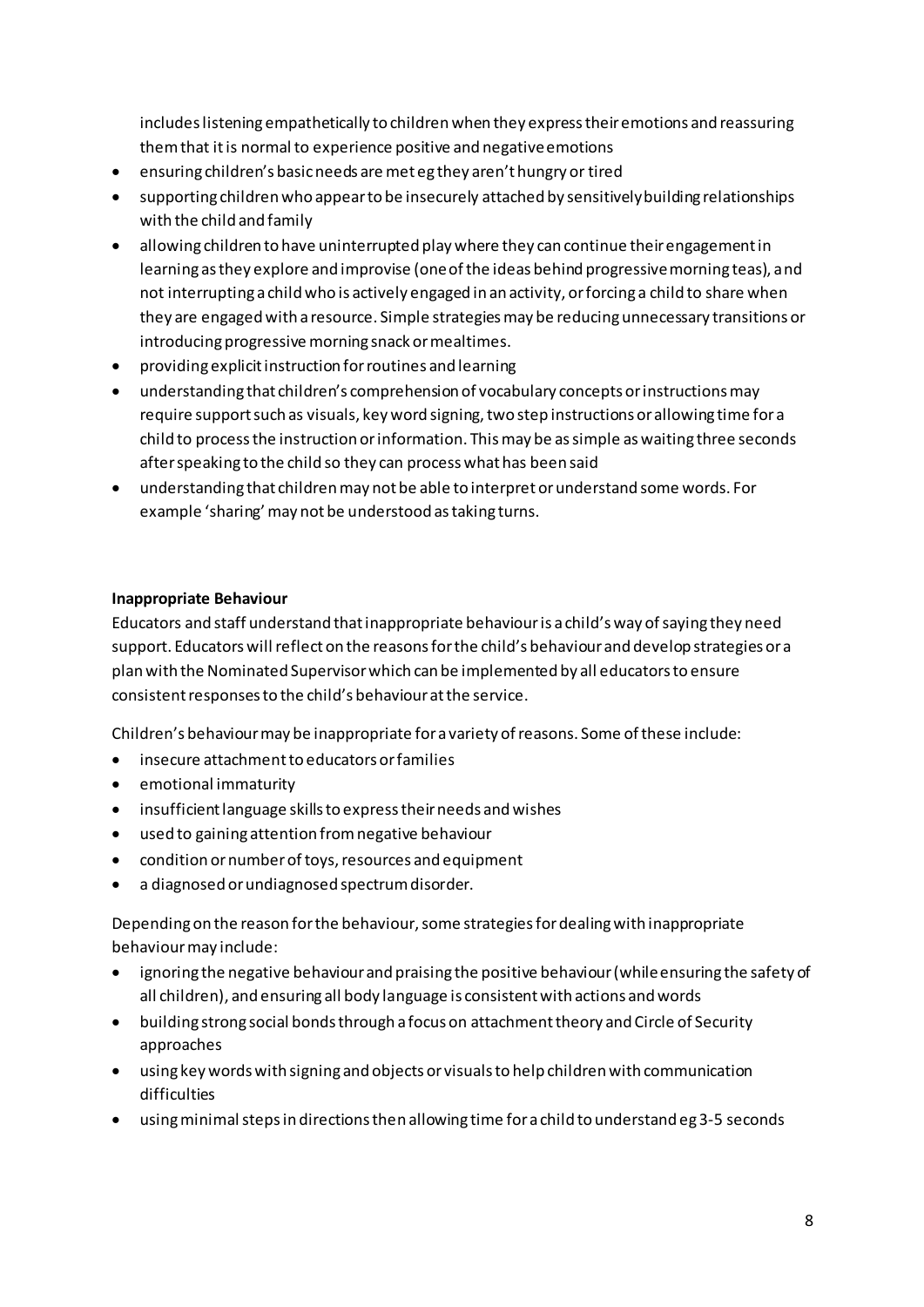includes listening empathetically to children when they express their emotions and reassuring them that it is normal to experience positive and negative emotions

- ensuring children's basic needs are met eg they aren't hungry or tired
- supporting children who appear to be insecurely attached by sensitively building relationships with the child and family
- allowing children to have uninterrupted play where they can continue their engagement in learning as they explore and improvise (one of the ideas behind progressive morning teas), and not interrupting a child who is actively engaged in an activity, or forcing a child to share when they are engaged with a resource. Simple strategies may be reducing unnecessary transitions or introducing progressive morning snack or mealtimes.
- providing explicit instruction for routines and learning
- understanding that children's comprehension of vocabulary concepts or instructions may require support such as visuals, key word signing, two step instructions or allowing time for a child to process the instruction or information. This may be as simple as waiting three seconds after speaking to the child so they can process what has been said
- understanding that children may not be able to interpret or understand some words. For example 'sharing' may not be understood as taking turns.

**Inappropriate Behaviour**

Educators and staff understand that inappropriate behaviour is a child's way of saying they need support. Educators will reflect on the reasons for the child's behaviour and develop strategies or a plan with the Nominated Supervisor which can be implemented by all educators to ensure consistent responses to the child's behaviour at the service.

Children's behaviour may be inappropriate for a variety of reasons. Some of these include:

- insecure attachment to educators or families
- emotional immaturity
- insufficient language skills to express their needs and wishes
- used to gaining attention from negative behaviour
- condition or number of toys, resources and equipment
- a diagnosed or undiagnosed spectrum disorder.

Depending on the reason for the behaviour, some strategies for dealing with inappropriate behaviour may include:

- ignoring the negative behaviour and praising the positive behaviour (while ensuring the safety of all children), and ensuring all body language is consistent with actions and words
- building strong social bonds through a focus on attachment theory and Circle of Security approaches
- using key words with signing and objects or visuals to help children with communication difficulties
- using minimal steps in directions then allowing time for a child to understand eg 3-5 seconds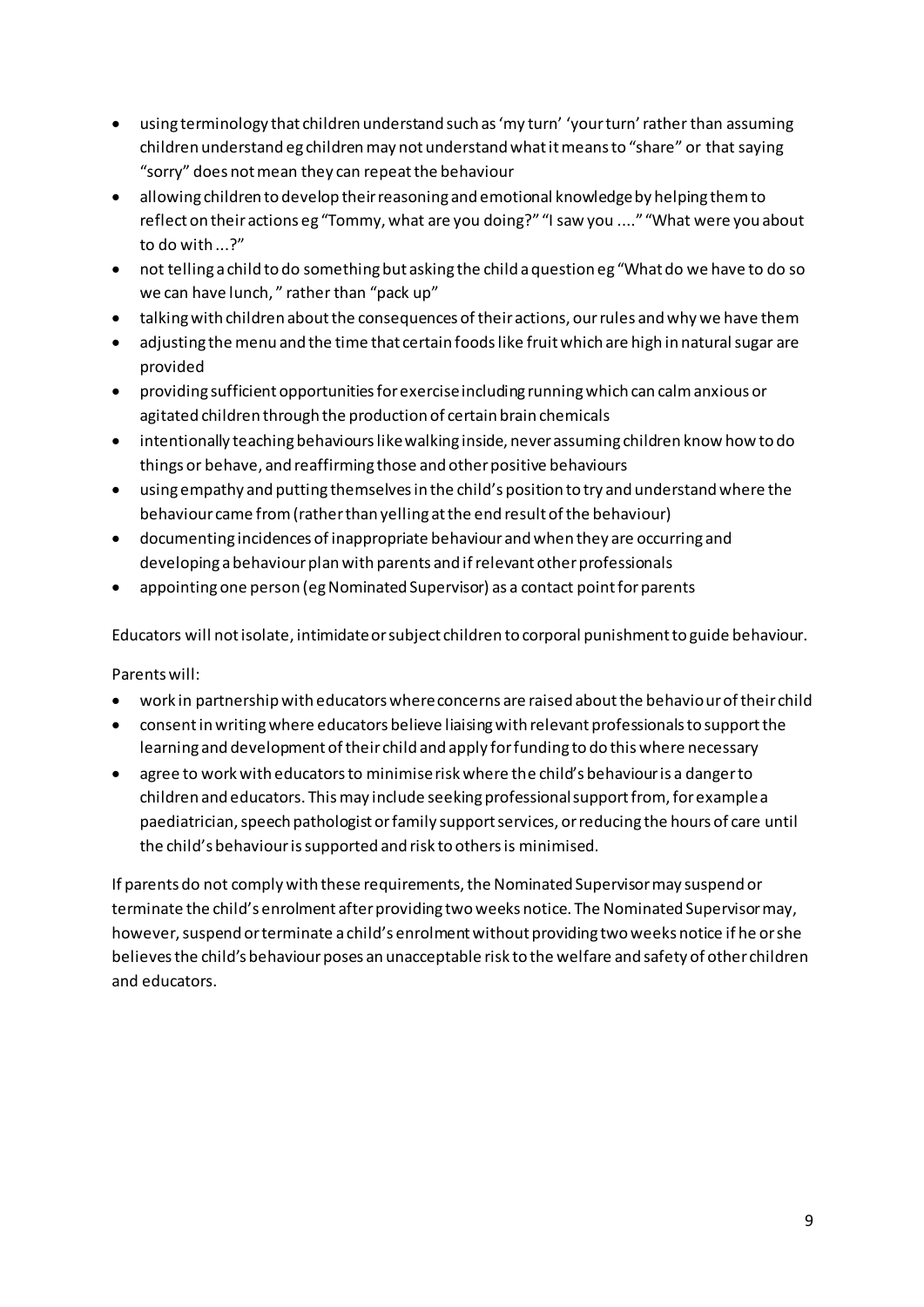- using terminology that children understand such as 'my turn' 'your turn' rather than assuming children understand eg children may not understand what it means to "share" or that saying "sorry" does not mean they can repeat the behaviour
- allowing children to develop their reasoning and emotional knowledge by helping them to reflect on their actions eg "Tommy, what are you doing?" "I saw you ...." "What were you about to do with ...?"
- not telling a child to do something but asking the child a question eg "What do we have to do so we can have lunch, " rather than "pack up"
- talking with children about the consequences of their actions, our rules and why we have them
- adjusting the menu and the time that certain foods like fruit which are high in natural sugar are provided
- providing sufficient opportunities for exercise including running which can calm anxious or agitated children through the production of certain brain chemicals
- intentionally teaching behaviours like walking inside, never assuming children know how to do things or behave, and reaffirming those and other positive behaviours
- using empathy and putting themselves in the child's position to try and understand where the behaviour came from (rather than yelling at the end result of the behaviour)
- documenting incidences of inappropriate behaviour and when they are occurring and developing a behaviour plan with parents and if relevant other professionals
- appointing one person (eg Nominated Supervisor) as a contact point for parents

Educators will not isolate, intimidate or subject children to corporal punishment to guide behaviour.

Parents will:

- work in partnership with educators where concerns are raised about the behaviour of their child
- consent in writing where educators believe liaising with relevant professionals to support the learning and development of their child and apply for funding to do this where necessary
- agree to work with educators to minimise risk where the child's behaviour is a danger to children and educators. This may include seeking professional support from, for example a paediatrician, speech pathologist or family support services, or reducing the hours of care until the child's behaviour is supported and risk to others is minimised.

If parents do not comply with these requirements, the Nominated Supervisor may suspend or terminate the child's enrolment after providing two weeks notice. The Nominated Supervisor may, however, suspend or terminate a child's enrolment without providing two weeks notice if he or she believes the child's behaviour poses an unacceptable risk to the welfare and safety of other children and educators.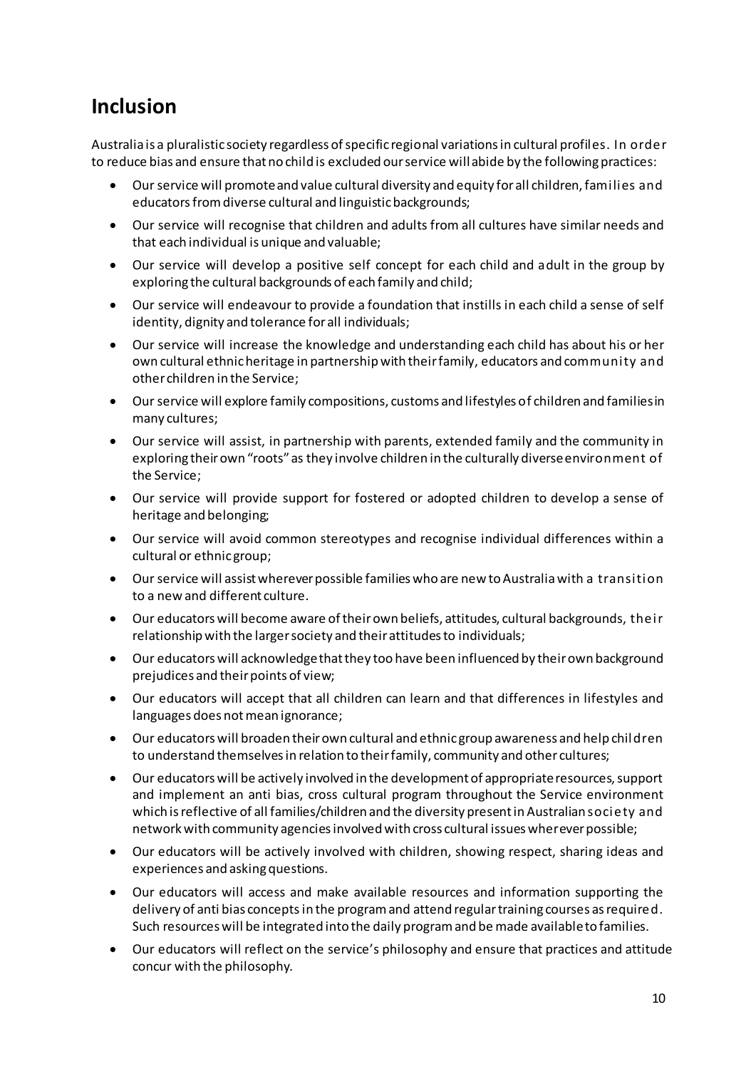## Inclusion

Australia is a pluralistic society regardless of specific regional variations in cultural profiles. In order to reduce bias and ensure that no child is excluded our service will abide by the following practices:

- Our service will promote and value cultural diversity and equity for all children, families and educators from diverse cultural and linguistic backgrounds;
- Our service will recognise that children and adults from all cultures have similar needs and that each individual is unique and valuable;
- Our service will develop a positive self concept for each child and adult in the group by exploring the cultural backgrounds of each family and child;
- Our service will endeavour to provide a foundation that instills in each child a sense of self identity, dignity and tolerance for all individuals;
- Our service will increase the knowledge and understanding each child has about his or her own cultural ethnic heritage in partnership with their family, educators and community and other children in the Service;
- Our service will explore family compositions, customs and lifestyles of children and families in many cultures;
- Our service will assist, in partnership with parents, extended family and the community in exploring their own "roots" as they involve children in the culturally diverse environment of the Service;
- Our service will provide support for fostered or adopted children to develop a sense of heritage and belonging;
- Our service will avoid common stereotypes and recognise individual differences within a cultural or ethnic group;
- Our service will assist wherever possible families who are new to Australia with a transition to a new and different culture.
- Our educators will become aware of their own beliefs, attitudes, cultural backgrounds, their relationship with the larger society and their attitudes to individuals;
- Our educators will acknowledge that they too have been influenced by their own background prejudices and their points of view;
- Our educators will accept that all children can learn and that differences in lifestyles and languages does not mean ignorance;
- Our educators will broaden their own cultural and ethnic group awareness and help children to understand themselves in relation to their family, community and other cultures;
- Our educators will be actively involved in the development of appropriate resources, support and implement an anti bias, cross cultural program throughout the Service environment which is reflective of all families/children and the diversity present in Australian society and network with community agencies involved with cross cultural issues wherever possible;
- Our educators will be actively involved with children, showing respect, sharing ideas and experiences and asking questions.
- Our educators will access and make available resources and information supporting the delivery of anti bias concepts in the program and attend regular training courses as required. Such resources will be integrated into the daily program and be made available to families.
- Our educators will reflect on the service's philosophy and ensure that practices and attitude concur with the philosophy.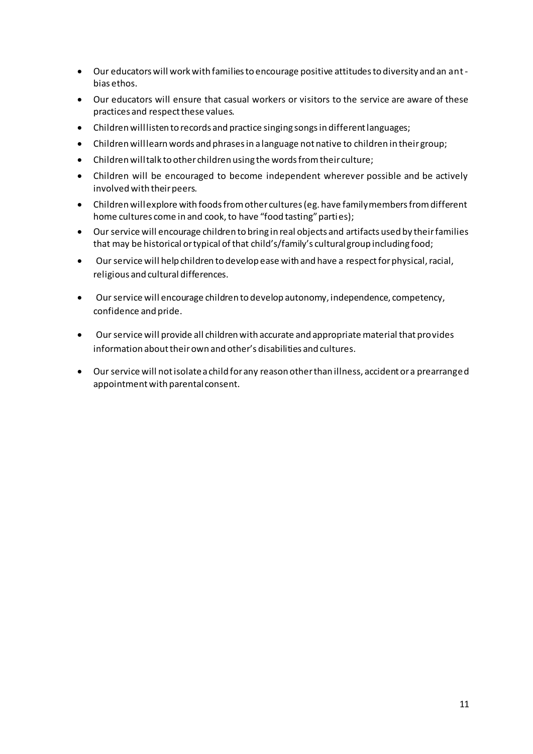- Our educators will work with families to encourage positive attitudes to diversity and an ant-bias ethos.
- Our educators will ensure that casual workers or visitors to the service are aware of these practices and respect these values.
- Children will listen to records and practice singing songs in different languages;
- Children will learn words and phrases in a language not native to children in their group;
- Children will talk to other children using the words from their culture;
- Children will be encouraged to become independent wherever possible and be actively involved with their peers.
- Children will explore with foods from other cultures (eg. have family members from different home cultures come in and cook, to have "food tasting" parties);
- Our service will encourage children to bring in real objects and artifacts used by their families that may be historical or typical of that child's/family's cultural group including food;
- Our service will help children to develop ease with and have a respect for physical, racial, religious and cultural differences.
- Our service will encourage children to develop autonomy, independence, competency, confidence and pride.
- Our service will provide all children with accurate and appropriate material that provides information about their own and other's disabilities and cultures.
- Our service will not isolate a child for any reason other than illness, accident or a prearranged appointment with parental consent.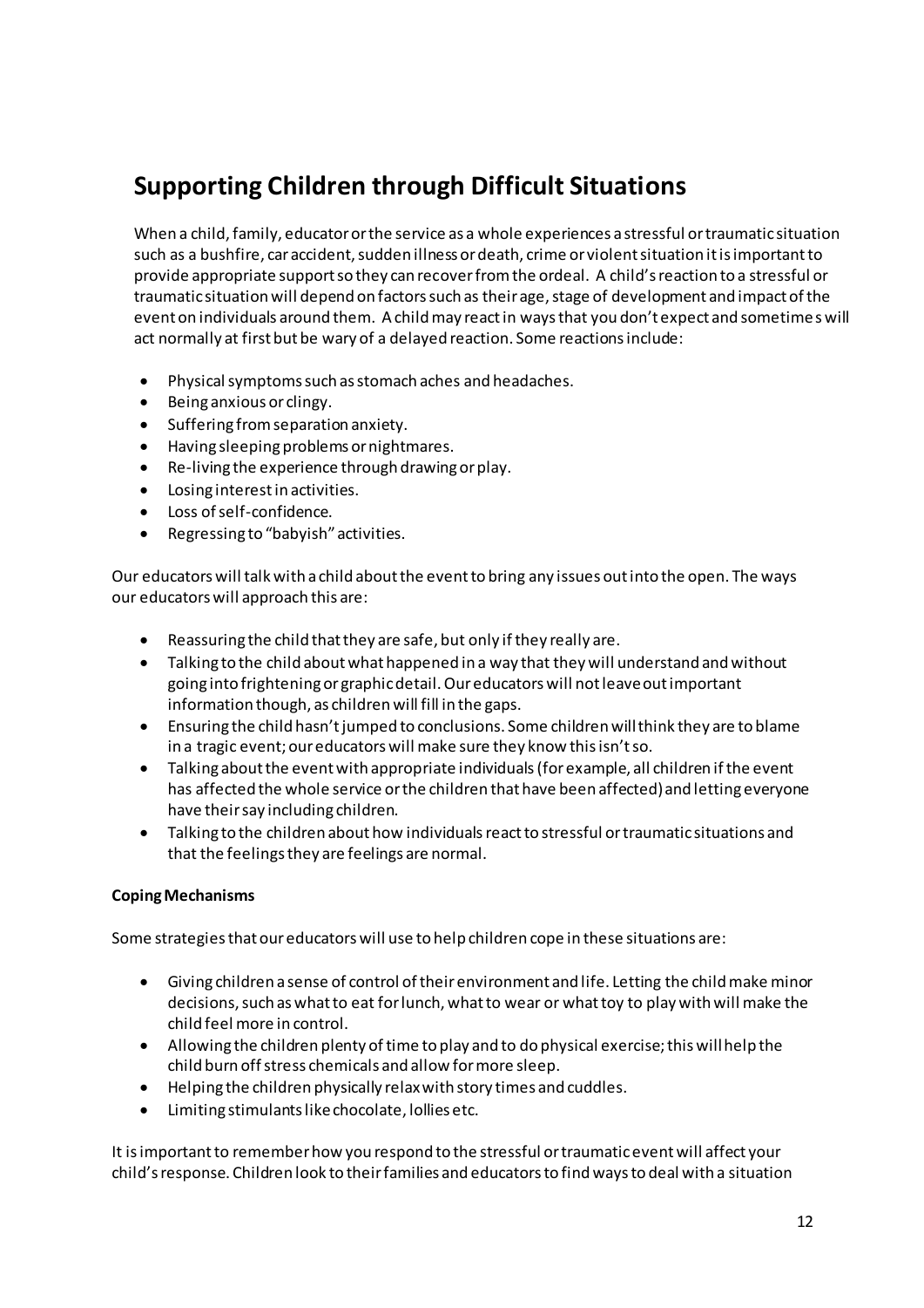## Supporting Children through Difficult Situations

When a child, family, educator or the service as a whole experiences a stressful or traumatic situation such as a bushfire, car accident, sudden illness or death, crime or violent situation it is important to provide appropriate support so they can recover from the ordeal. A child's reaction to a stressful or traumatic situation will depend on factors such as their age, stage of development and impact of the event on individuals around them. A child may react in ways that you don't expect and sometimes will act normally at first but be wary of a delayed reaction. Some reactions include:

- Physical symptoms such as stomach aches and headaches.
- Being anxious or clingy.
- Suffering from separation anxiety.
- Having sleeping problems or nightmares.
- Re-living the experience through drawing or play.
- Losing interest in activities.
- Loss of self-confidence.
- Regressing to "babyish" activities.

Our educators will talk with a child about the event to bring any issues out into the open. The ways our educators will approach this are:

- Reassuring the child that they are safe, but only if they really are.
- Talking to the child about what happened in a way that they will understand and without going into frightening or graphic detail. Our educators will not leave out important information though, as children will fill in the gaps.
- Ensuring the child hasn't jumped to conclusions. Some children will think they are to blame in a tragic event; our educators will make sure they know this isn't so.
- Talking about the event with appropriate individuals (for example, all children if the event has affected the whole service or the children that have been affected) and letting everyone have their say including children.
- Talking to the children about how individuals react to stressful or traumatic situations and that the feelings they are feelings are normal.

**Coping Mechanisms**

Some strategies that our educators will use to help children cope in these situations are:

- Giving children a sense of control of their environment and life. Letting the child make minor decisions, such as what to eat for lunch, what to wear or what toy to play with will make the child feel more in control.
- Allowing the children plenty of time to play and to do physical exercise; this will help the child burn off stress chemicals and allow for more sleep.
- Helping the children physically relax with story times and cuddles.
- Limiting stimulants like chocolate, lollies etc.

It is important to remember how you respond to the stressful or traumatic event will affect your child's response. Children look to their families and educators to find ways to deal with a situation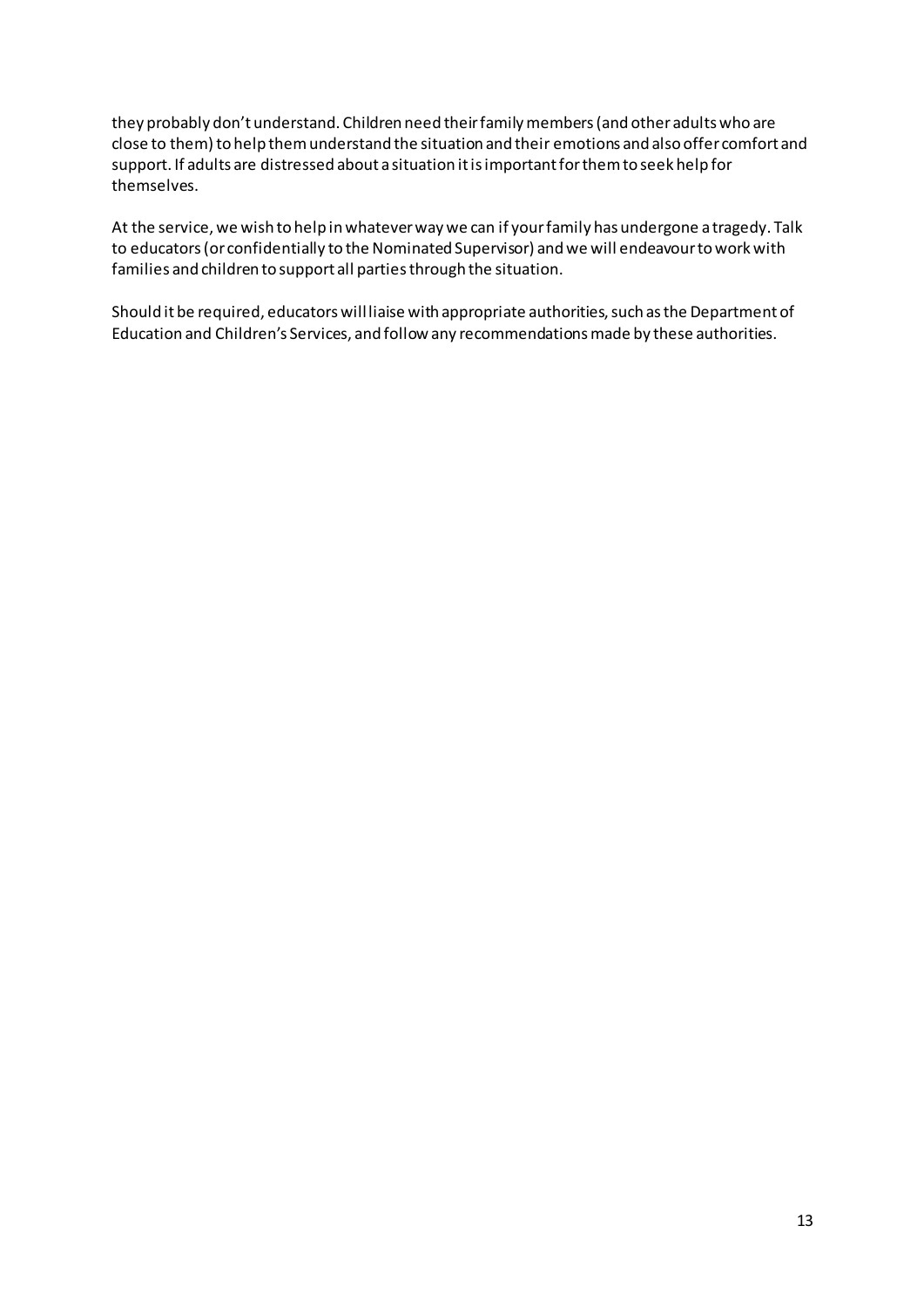they probably don't understand. Children need their family members (and other adults who are close to them) to help them understand the situation and their emotions and also offer comfort and support. If adults are distressed about a situation it is important for them to seek help for themselves.

At the service, we wish to help in whatever way we can if your family has undergone a tragedy. Talk to educators (or confidentially to the Nominated Supervisor) and we will endeavour to work with families and children to support all parties through the situation.

Should it be required, educators will liaise with appropriate authorities, such as the Department of Education and Children's Services, and follow any recommendations made by these authorities.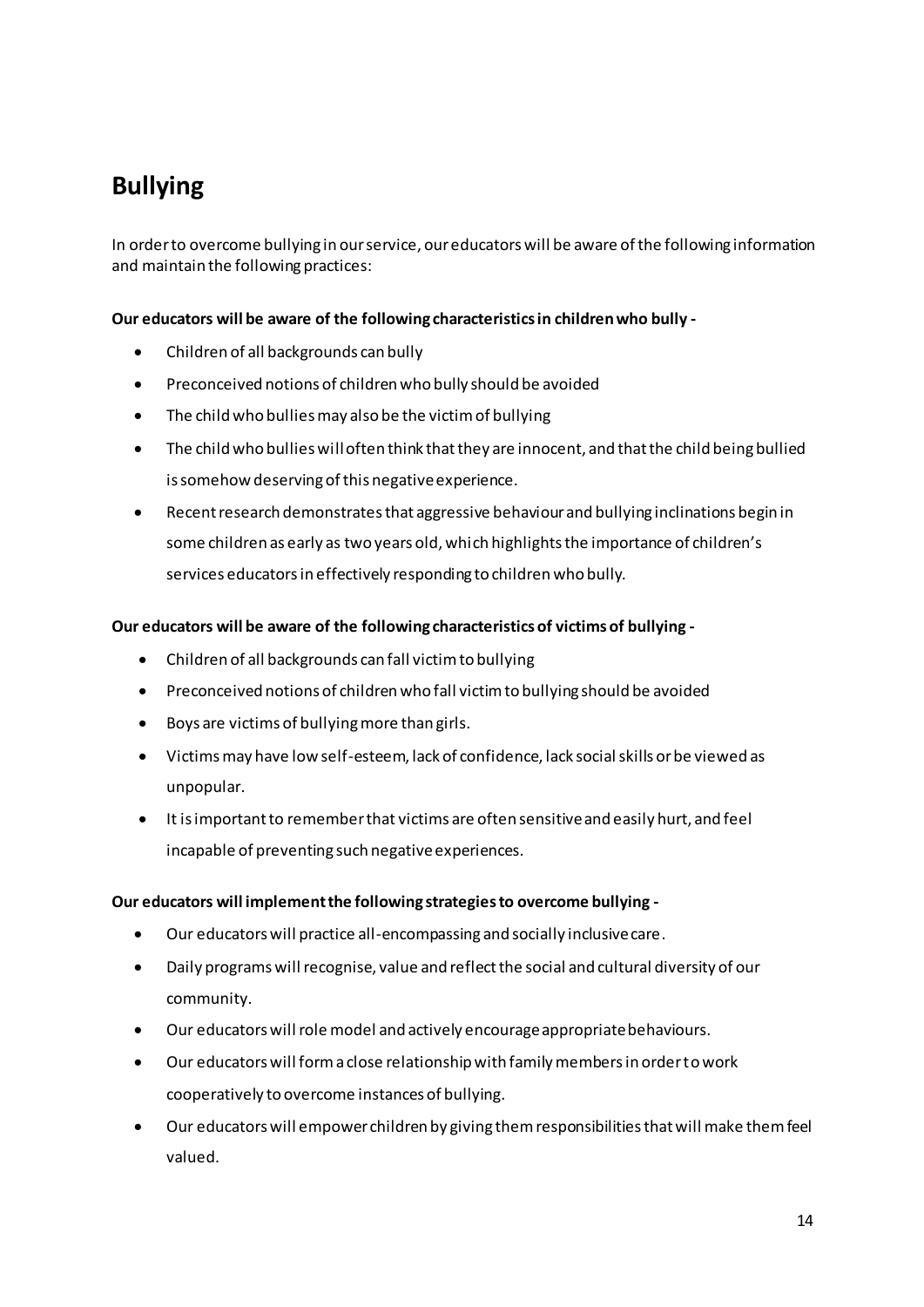## Bullying

In order to overcome bullying in our service, our educators will be aware of the following information and maintain the following practices:

**Our educators will be aware of the following characteristics in children who bully -**

- Children of all backgrounds can bully
- Preconceived notions of children who bully should be avoided
- The child who bullies may also be the victim of bullying
- The child who bullies will often think that they are innocent, and that the child being bullied is somehow deserving of this negative experience.
- Recent research demonstrates that aggressive behaviour and bullying inclinations begin in some children as early as two years old, which highlights the importance of children's services educators in effectively responding to children who bully.

**Our educators will be aware of the following characteristics of victims of bullying -**

- Children of all backgrounds can fall victim to bullying
- Preconceived notions of children who fall victim to bullying should be avoided
- Boys are victims of bullying more than girls.
- Victims may have low self-esteem, lack of confidence, lack social skills or be viewed as unpopular.
- It is important to remember that victims are often sensitive and easily hurt, and feel incapable of preventing such negative experiences.

**Our educators will implement the following strategies to overcome bullying -**

- Our educators will practice all-encompassing and socially inclusive care.
- Daily programs will recognise, value and reflect the social and cultural diversity of our community.
- Our educators will role model and actively encourage appropriate behaviours.
- Our educators will form a close relationship with family members in order to work cooperatively to overcome instances of bullying.
- Our educators will empower children by giving them responsibilities that will make them feel valued.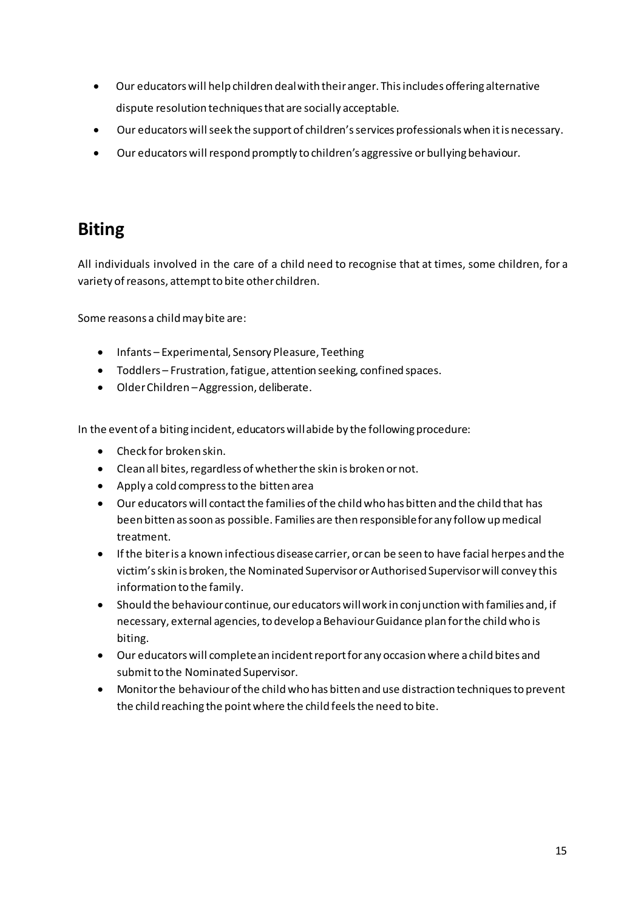- Our educators will help children deal with their anger. This includes offering alternative dispute resolution techniques that are socially acceptable.
- Our educators will seek the support of children's services professionals when it is necessary.
- Our educators will respond promptly to children's aggressive or bullying behaviour.

## Biting

All individuals involved in the care of a child need to recognise that at times, some children, for a variety of reasons, attempt to bite other children.

Some reasons a child may bite are:

- Infants – Experimental, Sensory Pleasure, Teething
- Toddlers – Frustration, fatigue, attention seeking, confined spaces.
- Older Children – Aggression, deliberate.

In the event of a biting incident, educators will abide by the following procedure:

- Check for broken skin.
- Clean all bites, regardless of whether the skin is broken or not.
- Apply a cold compress to the bitten area
- Our educators will contact the families of the child who has bitten and the child that has been bitten as soon as possible. Families are then responsible for any follow up medical treatment.
- If the biter is a known infectious disease carrier, or can be seen to have facial herpes and the victim's skin is broken, the Nominated Supervisor or Authorised Supervisor will convey this information to the family.
- Should the behaviour continue, our educators will work in conjunction with families and, if necessary, external agencies, to develop a Behaviour Guidance plan for the child who is biting.
- Our educators will complete an incident report for any occasion where a child bites and submit to the Nominated Supervisor.
- Monitor the behaviour of the child who has bitten and use distraction techniques to prevent the child reaching the point where the child feels the need to bite.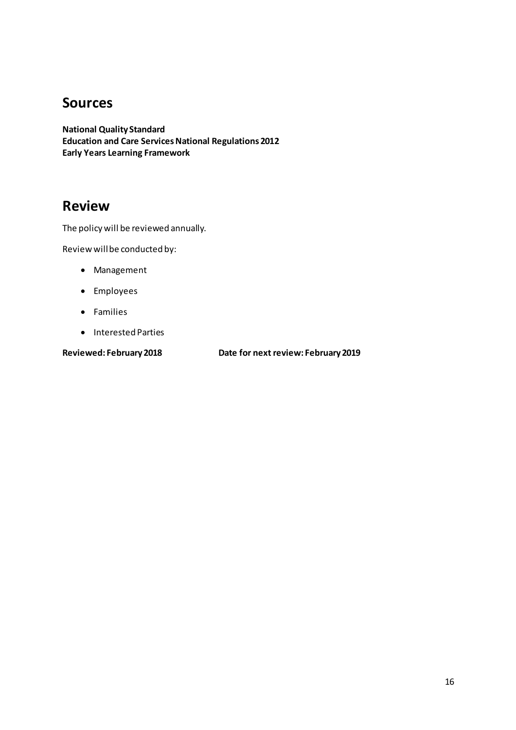## Sources

**National Quality Standard**
**Education and Care Services National Regulations 2012**
**Early Years Learning Framework**

## Review

The policy will be reviewed annually.

Review will be conducted by:

- Management
- Employees
- Families
- Interested Parties

**Reviewed: February 2018** **Date for next review: February 2019**